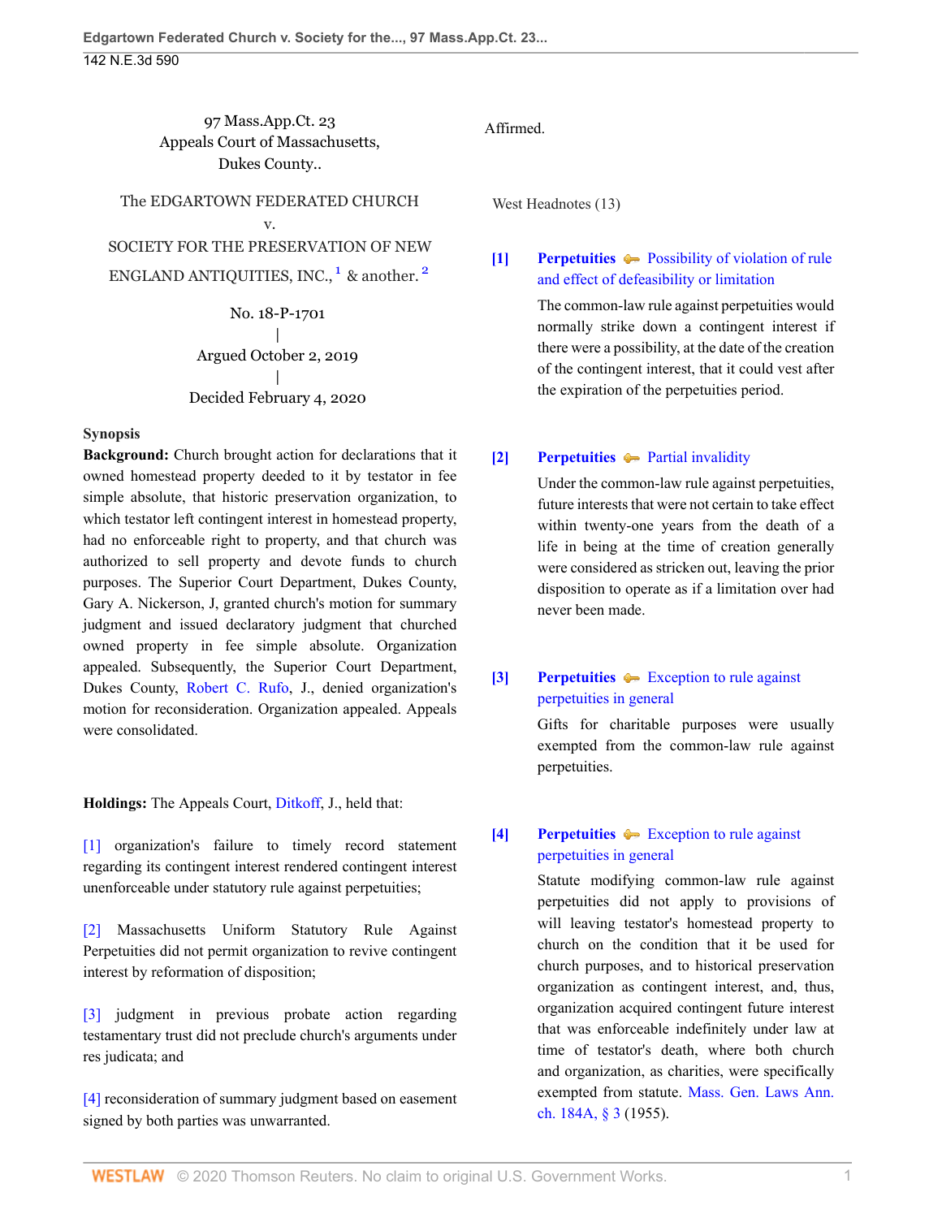97 Mass.App.Ct. 23
Appeals Court of Massachusetts,
Dukes County..

The EDGARTOWN FEDERATED CHURCH
v.
SOCIETY FOR THE PRESERVATION OF NEW ENGLAND ANTIQUITIES, INC.,[1] & another.[2]

No. 18-P-1701
|
Argued October 2, 2019
|
Decided February 4, 2020

**Synopsis**

**Background:** Church brought action for declarations that it owned homestead property deeded to it by testator in fee simple absolute, that historic preservation organization, to which testator left contingent interest in homestead property, had no enforceable right to property, and that church was authorized to sell property and devote funds to church purposes. The Superior Court Department, Dukes County, Gary A. Nickerson, J, granted church's motion for summary judgment and issued declaratory judgment that churched owned property in fee simple absolute. Organization appealed. Subsequently, the Superior Court Department, Dukes County, Robert C. Rufo, J., denied organization's motion for reconsideration. Organization appealed. Appeals were consolidated.

**Holdings:** The Appeals Court, Ditkoff, J., held that:

[1] organization's failure to timely record statement regarding its contingent interest rendered contingent interest unenforceable under statutory rule against perpetuities;

[2] Massachusetts Uniform Statutory Rule Against Perpetuities did not permit organization to revive contingent interest by reformation of disposition;

[3] judgment in previous probate action regarding testamentary trust did not preclude church's arguments under res judicata; and

[4] reconsideration of summary judgment based on easement signed by both parties was unwarranted.

Affirmed.

West Headnotes (13)

**[1] Perpetuities** — Possibility of violation of rule and effect of defeasibility or limitation

The common-law rule against perpetuities would normally strike down a contingent interest if there were a possibility, at the date of the creation of the contingent interest, that it could vest after the expiration of the perpetuities period.

**[2] Perpetuities** — Partial invalidity

Under the common-law rule against perpetuities, future interests that were not certain to take effect within twenty-one years from the death of a life in being at the time of creation generally were considered as stricken out, leaving the prior disposition to operate as if a limitation over had never been made.

**[3] Perpetuities** — Exception to rule against perpetuities in general

Gifts for charitable purposes were usually exempted from the common-law rule against perpetuities.

**[4] Perpetuities** — Exception to rule against perpetuities in general

Statute modifying common-law rule against perpetuities did not apply to provisions of will leaving testator's homestead property to church on the condition that it be used for church purposes, and to historical preservation organization as contingent interest, and, thus, organization acquired contingent future interest that was enforceable indefinitely under law at time of testator's death, where both church and organization, as charities, were specifically exempted from statute. Mass. Gen. Laws Ann. ch. 184A, § 3 (1955).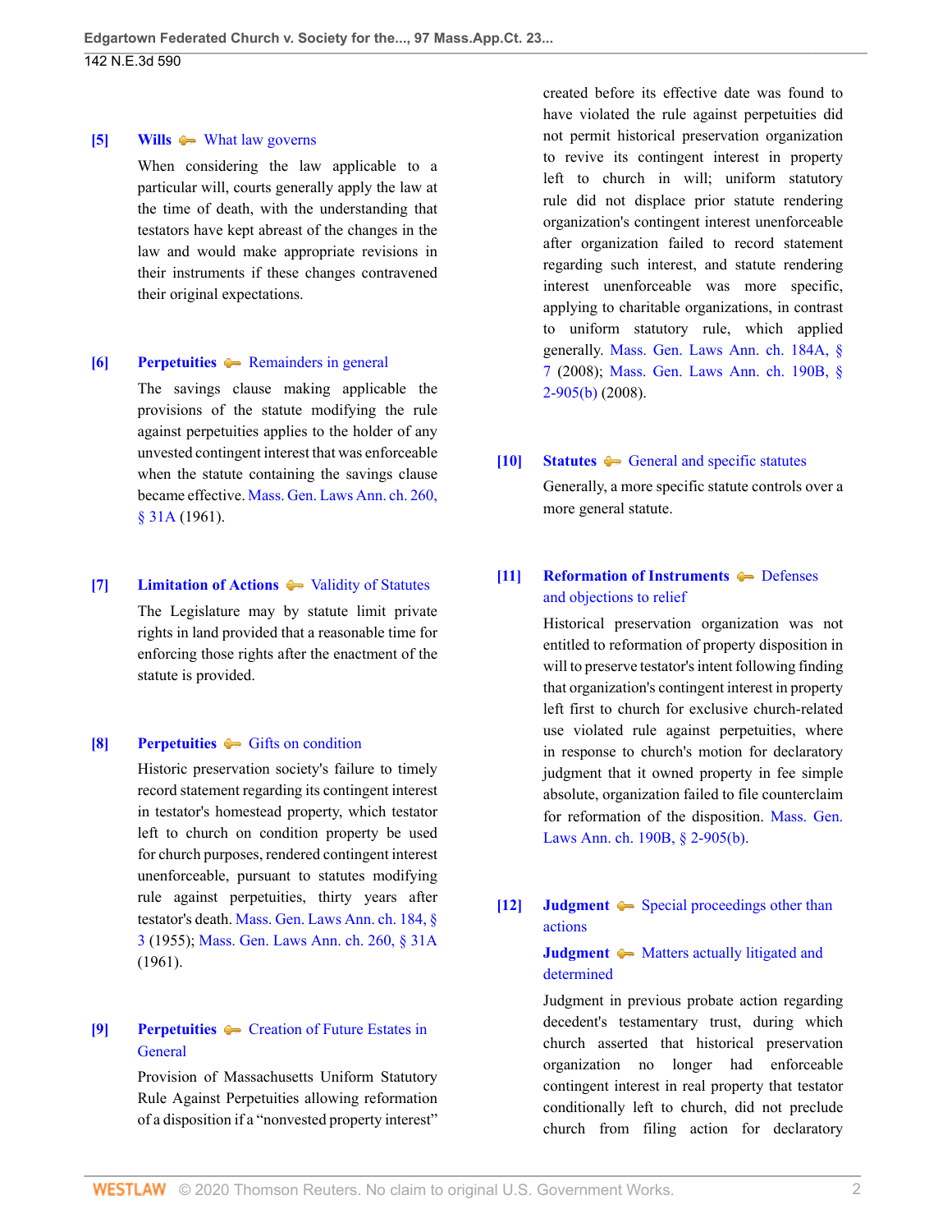**[5]** **Wills** — What law governs

When considering the law applicable to a particular will, courts generally apply the law at the time of death, with the understanding that testators have kept abreast of the changes in the law and would make appropriate revisions in their instruments if these changes contravened their original expectations.

**[6]** **Perpetuities** — Remainders in general

The savings clause making applicable the provisions of the statute modifying the rule against perpetuities applies to the holder of any unvested contingent interest that was enforceable when the statute containing the savings clause became effective. Mass. Gen. Laws Ann. ch. 260, § 31A (1961).

**[7]** **Limitation of Actions** — Validity of Statutes

The Legislature may by statute limit private rights in land provided that a reasonable time for enforcing those rights after the enactment of the statute is provided.

**[8]** **Perpetuities** — Gifts on condition

Historic preservation society's failure to timely record statement regarding its contingent interest in testator's homestead property, which testator left to church on condition property be used for church purposes, rendered contingent interest unenforceable, pursuant to statutes modifying rule against perpetuities, thirty years after testator's death. Mass. Gen. Laws Ann. ch. 184, § 3 (1955); Mass. Gen. Laws Ann. ch. 260, § 31A (1961).

**[9]** **Perpetuities** — Creation of Future Estates in General

Provision of Massachusetts Uniform Statutory Rule Against Perpetuities allowing reformation of a disposition if a "nonvested property interest" created before its effective date was found to have violated the rule against perpetuities did not permit historical preservation organization to revive its contingent interest in property left to church in will; uniform statutory rule did not displace prior statute rendering organization's contingent interest unenforceable after organization failed to record statement regarding such interest, and statute rendering interest unenforceable was more specific, applying to charitable organizations, in contrast to uniform statutory rule, which applied generally. Mass. Gen. Laws Ann. ch. 184A, § 7 (2008); Mass. Gen. Laws Ann. ch. 190B, § 2-905(b) (2008).

**[10]** **Statutes** — General and specific statutes

Generally, a more specific statute controls over a more general statute.

**[11]** **Reformation of Instruments** — Defenses and objections to relief

Historical preservation organization was not entitled to reformation of property disposition in will to preserve testator's intent following finding that organization's contingent interest in property left first to church for exclusive church-related use violated rule against perpetuities, where in response to church's motion for declaratory judgment that it owned property in fee simple absolute, organization failed to file counterclaim for reformation of the disposition. Mass. Gen. Laws Ann. ch. 190B, § 2-905(b).

**[12]** **Judgment** — Special proceedings other than actions

**Judgment** — Matters actually litigated and determined

Judgment in previous probate action regarding decedent's testamentary trust, during which church asserted that historical preservation organization no longer had enforceable contingent interest in real property that testator conditionally left to church, did not preclude church from filing action for declaratory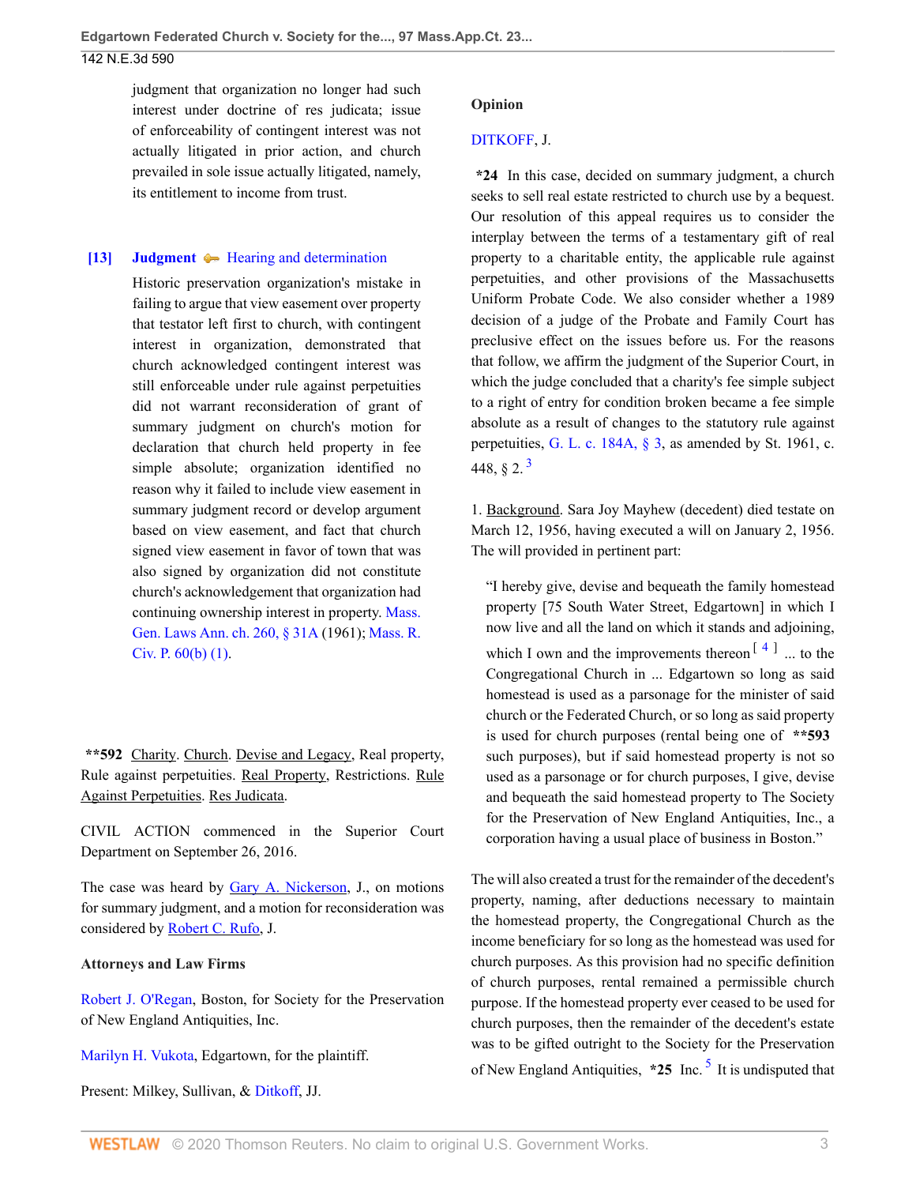judgment that organization no longer had such interest under doctrine of res judicata; issue of enforceability of contingent interest was not actually litigated in prior action, and church prevailed in sole issue actually litigated, namely, its entitlement to income from trust.

**[13] Judgment** Hearing and determination

Historic preservation organization's mistake in failing to argue that view easement over property that testator left first to church, with contingent interest in organization, demonstrated that church acknowledged contingent interest was still enforceable under rule against perpetuities did not warrant reconsideration of grant of summary judgment on church's motion for declaration that church held property in fee simple absolute; organization identified no reason why it failed to include view easement in summary judgment record or develop argument based on view easement, and fact that church signed view easement in favor of town that was also signed by organization did not constitute church's acknowledgement that organization had continuing ownership interest in property. Mass. Gen. Laws Ann. ch. 260, § 31A (1961); Mass. R. Civ. P. 60(b) (1).

**592 Charity. Church. Devise and Legacy, Real property, Rule against perpetuities. Real Property, Restrictions. Rule Against Perpetuities. Res Judicata.

CIVIL ACTION commenced in the Superior Court Department on September 26, 2016.

The case was heard by Gary A. Nickerson, J., on motions for summary judgment, and a motion for reconsideration was considered by Robert C. Rufo, J.

**Attorneys and Law Firms**

Robert J. O'Regan, Boston, for Society for the Preservation of New England Antiquities, Inc.

Marilyn H. Vukota, Edgartown, for the plaintiff.

Present: Milkey, Sullivan, & Ditkoff, JJ.

**Opinion**

DITKOFF, J.

**\*24** In this case, decided on summary judgment, a church seeks to sell real estate restricted to church use by a bequest. Our resolution of this appeal requires us to consider the interplay between the terms of a testamentary gift of real property to a charitable entity, the applicable rule against perpetuities, and other provisions of the Massachusetts Uniform Probate Code. We also consider whether a 1989 decision of a judge of the Probate and Family Court has preclusive effect on the issues before us. For the reasons that follow, we affirm the judgment of the Superior Court, in which the judge concluded that a charity's fee simple subject to a right of entry for condition broken became a fee simple absolute as a result of changes to the statutory rule against perpetuities, G. L. c. 184A, § 3, as amended by St. 1961, c. 448, § 2.[3]

1. Background. Sara Joy Mayhew (decedent) died testate on March 12, 1956, having executed a will on January 2, 1956. The will provided in pertinent part:

> "I hereby give, devise and bequeath the family homestead property [75 South Water Street, Edgartown] in which I now live and all the land on which it stands and adjoining, which I own and the improvements thereon[4] ... to the Congregational Church in ... Edgartown so long as said homestead is used as a parsonage for the minister of said church or the Federated Church, or so long as said property is used for church purposes (rental being one of **593 such purposes), but if said homestead property is not so used as a parsonage or for church purposes, I give, devise and bequeath the said homestead property to The Society for the Preservation of New England Antiquities, Inc., a corporation having a usual place of business in Boston."

The will also created a trust for the remainder of the decedent's property, naming, after deductions necessary to maintain the homestead property, the Congregational Church as the income beneficiary for so long as the homestead was used for church purposes. As this provision had no specific definition of church purposes, rental remained a permissible church purpose. If the homestead property ever ceased to be used for church purposes, then the remainder of the decedent's estate was to be gifted outright to the Society for the Preservation of New England Antiquities, **\*25** Inc.[5] It is undisputed that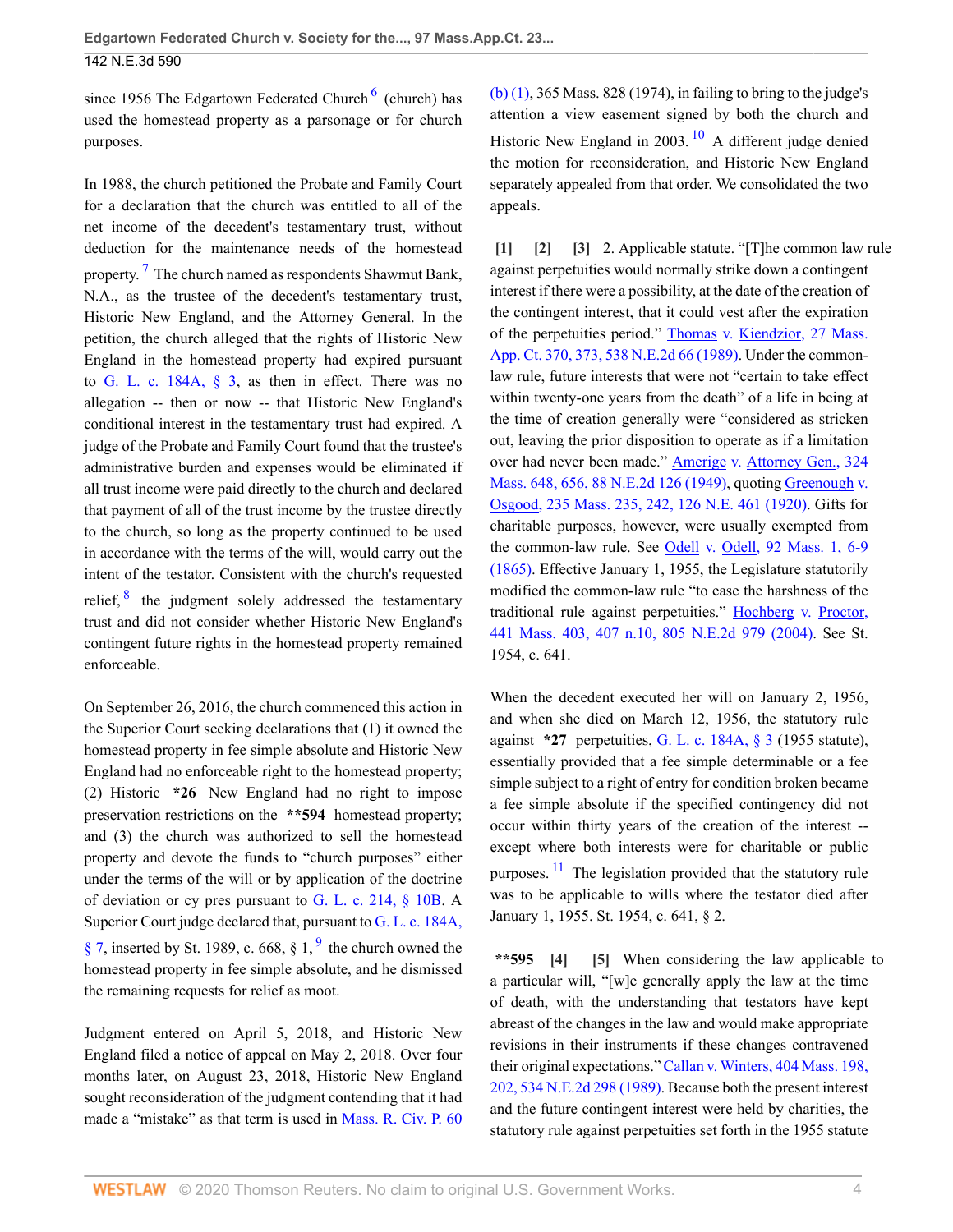since 1956 The Edgartown Federated Church [6] (church) has used the homestead property as a parsonage or for church purposes.

In 1988, the church petitioned the Probate and Family Court for a declaration that the church was entitled to all of the net income of the decedent's testamentary trust, without deduction for the maintenance needs of the homestead property. [7] The church named as respondents Shawmut Bank, N.A., as the trustee of the decedent's testamentary trust, Historic New England, and the Attorney General. In the petition, the church alleged that the rights of Historic New England in the homestead property had expired pursuant to G. L. c. 184A, § 3, as then in effect. There was no allegation -- then or now -- that Historic New England's conditional interest in the testamentary trust had expired. A judge of the Probate and Family Court found that the trustee's administrative burden and expenses would be eliminated if all trust income were paid directly to the church and declared that payment of all of the trust income by the trustee directly to the church, so long as the property continued to be used in accordance with the terms of the will, would carry out the intent of the testator. Consistent with the church's requested relief, [8] the judgment solely addressed the testamentary trust and did not consider whether Historic New England's contingent future rights in the homestead property remained enforceable.

On September 26, 2016, the church commenced this action in the Superior Court seeking declarations that (1) it owned the homestead property in fee simple absolute and Historic New England had no enforceable right to the homestead property; (2) Historic **\*26** New England had no right to impose preservation restrictions on the **\*\*594** homestead property; and (3) the church was authorized to sell the homestead property and devote the funds to "church purposes" either under the terms of the will or by application of the doctrine of deviation or cy pres pursuant to G. L. c. 214, § 10B. A Superior Court judge declared that, pursuant to G. L. c. 184A, § 7, inserted by St. 1989, c. 668, § 1, [9] the church owned the homestead property in fee simple absolute, and he dismissed the remaining requests for relief as moot.

Judgment entered on April 5, 2018, and Historic New England filed a notice of appeal on May 2, 2018. Over four months later, on August 23, 2018, Historic New England sought reconsideration of the judgment contending that it had made a "mistake" as that term is used in Mass. R. Civ. P. 60 (b) (1), 365 Mass. 828 (1974), in failing to bring to the judge's attention a view easement signed by both the church and Historic New England in 2003. [10] A different judge denied the motion for reconsideration, and Historic New England separately appealed from that order. We consolidated the two appeals.

**[1] [2] [3]** 2. Applicable statute. "[T]he common law rule against perpetuities would normally strike down a contingent interest if there were a possibility, at the date of the creation of the contingent interest, that it could vest after the expiration of the perpetuities period." Thomas v. Kiendzior, 27 Mass. App. Ct. 370, 373, 538 N.E.2d 66 (1989). Under the common-law rule, future interests that were not "certain to take effect within twenty-one years from the death" of a life in being at the time of creation generally were "considered as stricken out, leaving the prior disposition to operate as if a limitation over had never been made." Amerige v. Attorney Gen., 324 Mass. 648, 656, 88 N.E.2d 126 (1949), quoting Greenough v. Osgood, 235 Mass. 235, 242, 126 N.E. 461 (1920). Gifts for charitable purposes, however, were usually exempted from the common-law rule. See Odell v. Odell, 92 Mass. 1, 6-9 (1865). Effective January 1, 1955, the Legislature statutorily modified the common-law rule "to ease the harshness of the traditional rule against perpetuities." Hochberg v. Proctor, 441 Mass. 403, 407 n.10, 805 N.E.2d 979 (2004). See St. 1954, c. 641.

When the decedent executed her will on January 2, 1956, and when she died on March 12, 1956, the statutory rule against **\*27** perpetuities, G. L. c. 184A, § 3 (1955 statute), essentially provided that a fee simple determinable or a fee simple subject to a right of entry for condition broken became a fee simple absolute if the specified contingency did not occur within thirty years of the creation of the interest -- except where both interests were for charitable or public purposes. [11] The legislation provided that the statutory rule was to be applicable to wills where the testator died after January 1, 1955. St. 1954, c. 641, § 2.

**\*\*595 [4] [5]** When considering the law applicable to a particular will, "[w]e generally apply the law at the time of death, with the understanding that testators have kept abreast of the changes in the law and would make appropriate revisions in their instruments if these changes contravened their original expectations." Callan v. Winters, 404 Mass. 198, 202, 534 N.E.2d 298 (1989). Because both the present interest and the future contingent interest were held by charities, the statutory rule against perpetuities set forth in the 1955 statute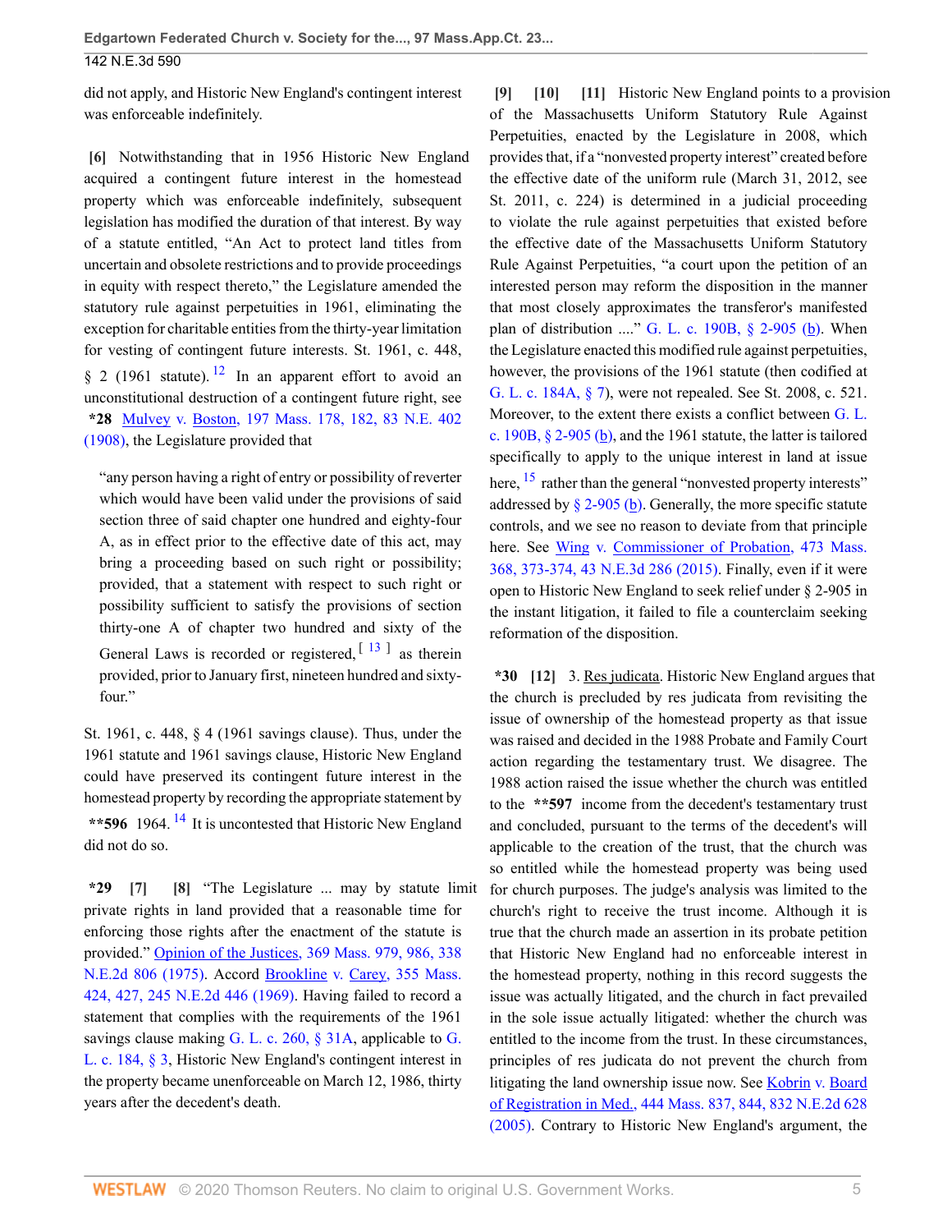did not apply, and Historic New England's contingent interest was enforceable indefinitely.

[6] Notwithstanding that in 1956 Historic New England acquired a contingent future interest in the homestead property which was enforceable indefinitely, subsequent legislation has modified the duration of that interest. By way of a statute entitled, "An Act to protect land titles from uncertain and obsolete restrictions and to provide proceedings in equity with respect thereto," the Legislature amended the statutory rule against perpetuities in 1961, eliminating the exception for charitable entities from the thirty-year limitation for vesting of contingent future interests. St. 1961, c. 448, § 2 (1961 statute). [12] In an apparent effort to avoid an unconstitutional destruction of a contingent future right, see *28 Mulvey v. Boston, 197 Mass. 178, 182, 83 N.E. 402 (1908), the Legislature provided that

> "any person having a right of entry or possibility of reverter which would have been valid under the provisions of said section three of said chapter one hundred and eighty-four A, as in effect prior to the effective date of this act, may bring a proceeding based on such right or possibility; provided, that a statement with respect to such right or possibility sufficient to satisfy the provisions of section thirty-one A of chapter two hundred and sixty of the General Laws is recorded or registered, [13] as therein provided, prior to January first, nineteen hundred and sixty-four."

St. 1961, c. 448, § 4 (1961 savings clause). Thus, under the 1961 statute and 1961 savings clause, Historic New England could have preserved its contingent future interest in the homestead property by recording the appropriate statement by **596 1964. [14] It is uncontested that Historic New England did not do so.

*29 [7] [8] "The Legislature ... may by statute limit private rights in land provided that a reasonable time for enforcing those rights after the enactment of the statute is provided." Opinion of the Justices, 369 Mass. 979, 986, 338 N.E.2d 806 (1975). Accord Brookline v. Carey, 355 Mass. 424, 427, 245 N.E.2d 446 (1969). Having failed to record a statement that complies with the requirements of the 1961 savings clause making G. L. c. 260, § 31A, applicable to G. L. c. 184, § 3, Historic New England's contingent interest in the property became unenforceable on March 12, 1986, thirty years after the decedent's death.

[9] [10] [11] Historic New England points to a provision of the Massachusetts Uniform Statutory Rule Against Perpetuities, enacted by the Legislature in 2008, which provides that, if a "nonvested property interest" created before the effective date of the uniform rule (March 31, 2012, see St. 2011, c. 224) is determined in a judicial proceeding to violate the rule against perpetuities that existed before the effective date of the Massachusetts Uniform Statutory Rule Against Perpetuities, "a court upon the petition of an interested person may reform the disposition in the manner that most closely approximates the transferor's manifested plan of distribution ...." G. L. c. 190B, § 2-905 (b). When the Legislature enacted this modified rule against perpetuities, however, the provisions of the 1961 statute (then codified at G. L. c. 184A, § 7), were not repealed. See St. 2008, c. 521. Moreover, to the extent there exists a conflict between G. L. c. 190B, § 2-905 (b), and the 1961 statute, the latter is tailored specifically to apply to the unique interest in land at issue here, [15] rather than the general "nonvested property interests" addressed by § 2-905 (b). Generally, the more specific statute controls, and we see no reason to deviate from that principle here. See Wing v. Commissioner of Probation, 473 Mass. 368, 373-374, 43 N.E.3d 286 (2015). Finally, even if it were open to Historic New England to seek relief under § 2-905 in the instant litigation, it failed to file a counterclaim seeking reformation of the disposition.

*30 [12] 3. Res judicata. Historic New England argues that the church is precluded by res judicata from revisiting the issue of ownership of the homestead property as that issue was raised and decided in the 1988 Probate and Family Court action regarding the testamentary trust. We disagree. The 1988 action raised the issue whether the church was entitled to the **597 income from the decedent's testamentary trust and concluded, pursuant to the terms of the decedent's will applicable to the creation of the trust, that the church was so entitled while the homestead property was being used for church purposes. The judge's analysis was limited to the church's right to receive the trust income. Although it is true that the church made an assertion in its probate petition that Historic New England had no enforceable interest in the homestead property, nothing in this record suggests the issue was actually litigated, and the church in fact prevailed in the sole issue actually litigated: whether the church was entitled to the income from the trust. In these circumstances, principles of res judicata do not prevent the church from litigating the land ownership issue now. See Kobrin v. Board of Registration in Med., 444 Mass. 837, 844, 832 N.E.2d 628 (2005). Contrary to Historic New England's argument, the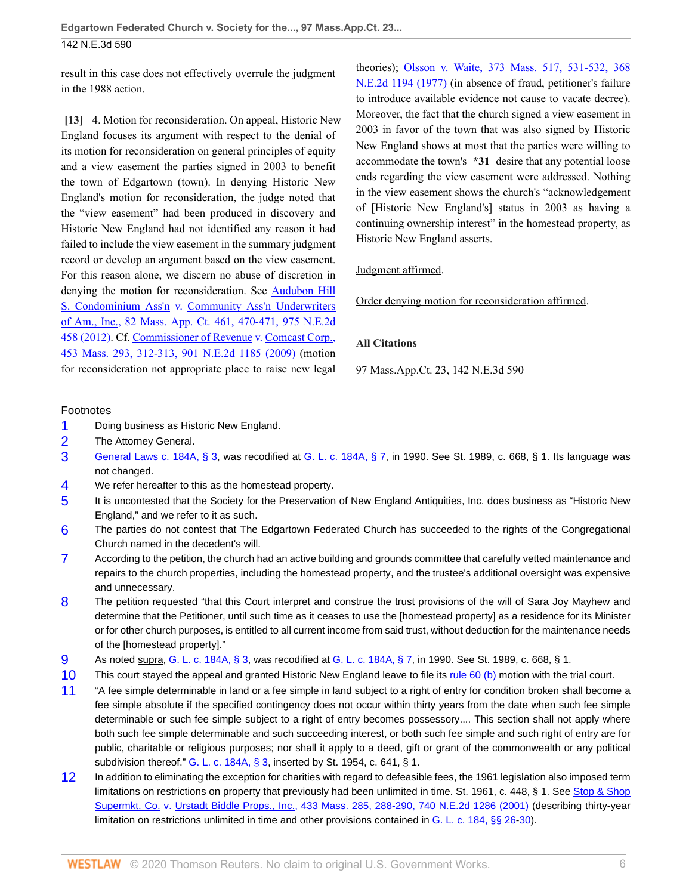result in this case does not effectively overrule the judgment in the 1988 action.

**[13]** 4. Motion for reconsideration. On appeal, Historic New England focuses its argument with respect to the denial of its motion for reconsideration on general principles of equity and a view easement the parties signed in 2003 to benefit the town of Edgartown (town). In denying Historic New England's motion for reconsideration, the judge noted that the "view easement" had been produced in discovery and Historic New England had not identified any reason it had failed to include the view easement in the summary judgment record or develop an argument based on the view easement. For this reason alone, we discern no abuse of discretion in denying the motion for reconsideration. See Audubon Hill S. Condominium Ass'n v. Community Ass'n Underwriters of Am., Inc., 82 Mass. App. Ct. 461, 470-471, 975 N.E.2d 458 (2012). Cf. Commissioner of Revenue v. Comcast Corp., 453 Mass. 293, 312-313, 901 N.E.2d 1185 (2009) (motion for reconsideration not appropriate place to raise new legal theories); Olsson v. Waite, 373 Mass. 517, 531-532, 368 N.E.2d 1194 (1977) (in absence of fraud, petitioner's failure to introduce available evidence not cause to vacate decree). Moreover, the fact that the church signed a view easement in 2003 in favor of the town that was also signed by Historic New England shows at most that the parties were willing to accommodate the town's **\*31** desire that any potential loose ends regarding the view easement were addressed. Nothing in the view easement shows the church's "acknowledgement of [Historic New England's] status in 2003 as having a continuing ownership interest" in the homestead property, as Historic New England asserts.

Judgment affirmed.

Order denying motion for reconsideration affirmed.

### All Citations

97 Mass.App.Ct. 23, 142 N.E.3d 590

## Footnotes

1. Doing business as Historic New England.
2. The Attorney General.
3. General Laws c. 184A, § 3, was recodified at G. L. c. 184A, § 7, in 1990. See St. 1989, c. 668, § 1. Its language was not changed.
4. We refer hereafter to this as the homestead property.
5. It is uncontested that the Society for the Preservation of New England Antiquities, Inc. does business as "Historic New England," and we refer to it as such.
6. The parties do not contest that The Edgartown Federated Church has succeeded to the rights of the Congregational Church named in the decedent's will.
7. According to the petition, the church had an active building and grounds committee that carefully vetted maintenance and repairs to the church properties, including the homestead property, and the trustee's additional oversight was expensive and unnecessary.
8. The petition requested "that this Court interpret and construe the trust provisions of the will of Sara Joy Mayhew and determine that the Petitioner, until such time as it ceases to use the [homestead property] as a residence for its Minister or for other church purposes, is entitled to all current income from said trust, without deduction for the maintenance needs of the [homestead property]."
9. As noted supra, G. L. c. 184A, § 3, was recodified at G. L. c. 184A, § 7, in 1990. See St. 1989, c. 668, § 1.
10. This court stayed the appeal and granted Historic New England leave to file its rule 60 (b) motion with the trial court.
11. "A fee simple determinable in land or a fee simple in land subject to a right of entry for condition broken shall become a fee simple absolute if the specified contingency does not occur within thirty years from the date when such fee simple determinable or such fee simple subject to a right of entry becomes possessory.... This section shall not apply where both such fee simple determinable and such succeeding interest, or both such fee simple and such right of entry are for public, charitable or religious purposes; nor shall it apply to a deed, gift or grant of the commonwealth or any political subdivision thereof." G. L. c. 184A, § 3, inserted by St. 1954, c. 641, § 1.
12. In addition to eliminating the exception for charities with regard to defeasible fees, the 1961 legislation also imposed term limitations on restrictions on property that previously had been unlimited in time. St. 1961, c. 448, § 1. See Stop & Shop Supermkt. Co. v. Urstadt Biddle Props., Inc., 433 Mass. 285, 288-290, 740 N.E.2d 1286 (2001) (describing thirty-year limitation on restrictions unlimited in time and other provisions contained in G. L. c. 184, §§ 26-30).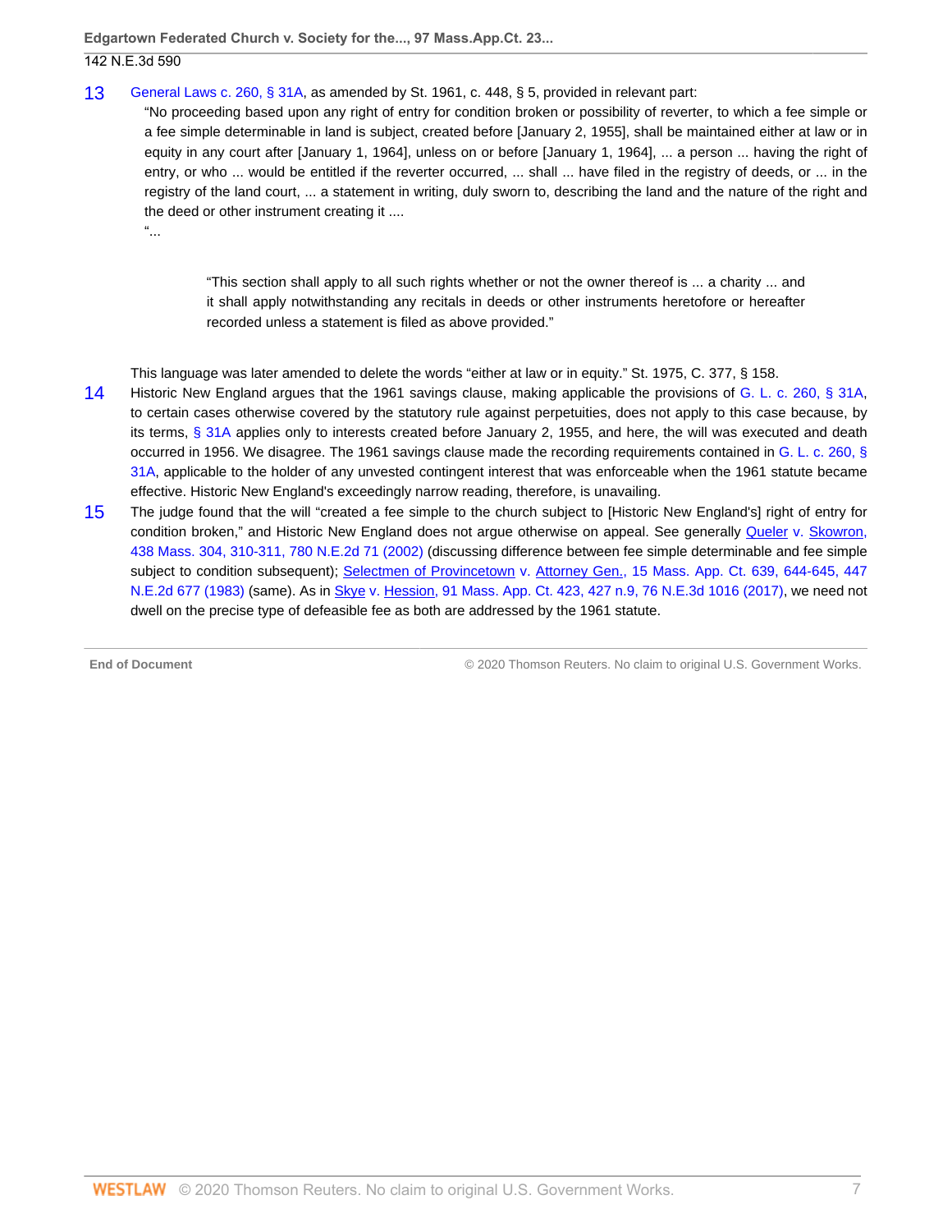13 General Laws c. 260, § 31A, as amended by St. 1961, c. 448, § 5, provided in relevant part:

> "No proceeding based upon any right of entry for condition broken or possibility of reverter, to which a fee simple or a fee simple determinable in land is subject, created before [January 2, 1955], shall be maintained either at law or in equity in any court after [January 1, 1964], unless on or before [January 1, 1964], ... a person ... having the right of entry, or who ... would be entitled if the reverter occurred, ... shall ... have filed in the registry of deeds, or ... in the registry of the land court, ... a statement in writing, duly sworn to, describing the land and the nature of the right and the deed or other instrument creating it ....
>
> "...
>
> > "This section shall apply to all such rights whether or not the owner thereof is ... a charity ... and it shall apply notwithstanding any recitals in deeds or other instruments heretofore or hereafter recorded unless a statement is filed as above provided."

This language was later amended to delete the words "either at law or in equity." St. 1975, C. 377, § 158.

14 Historic New England argues that the 1961 savings clause, making applicable the provisions of G. L. c. 260, § 31A, to certain cases otherwise covered by the statutory rule against perpetuities, does not apply to this case because, by its terms, § 31A applies only to interests created before January 2, 1955, and here, the will was executed and death occurred in 1956. We disagree. The 1961 savings clause made the recording requirements contained in G. L. c. 260, § 31A, applicable to the holder of any unvested contingent interest that was enforceable when the 1961 statute became effective. Historic New England's exceedingly narrow reading, therefore, is unavailing.

15 The judge found that the will "created a fee simple to the church subject to [Historic New England's] right of entry for condition broken," and Historic New England does not argue otherwise on appeal. See generally Queler v. Skowron, 438 Mass. 304, 310-311, 780 N.E.2d 71 (2002) (discussing difference between fee simple determinable and fee simple subject to condition subsequent); Selectmen of Provincetown v. Attorney Gen., 15 Mass. App. Ct. 639, 644-645, 447 N.E.2d 677 (1983) (same). As in Skye v. Hession, 91 Mass. App. Ct. 423, 427 n.9, 76 N.E.3d 1016 (2017), we need not dwell on the precise type of defeasible fee as both are addressed by the 1961 statute.

**End of Document** © 2020 Thomson Reuters. No claim to original U.S. Government Works.